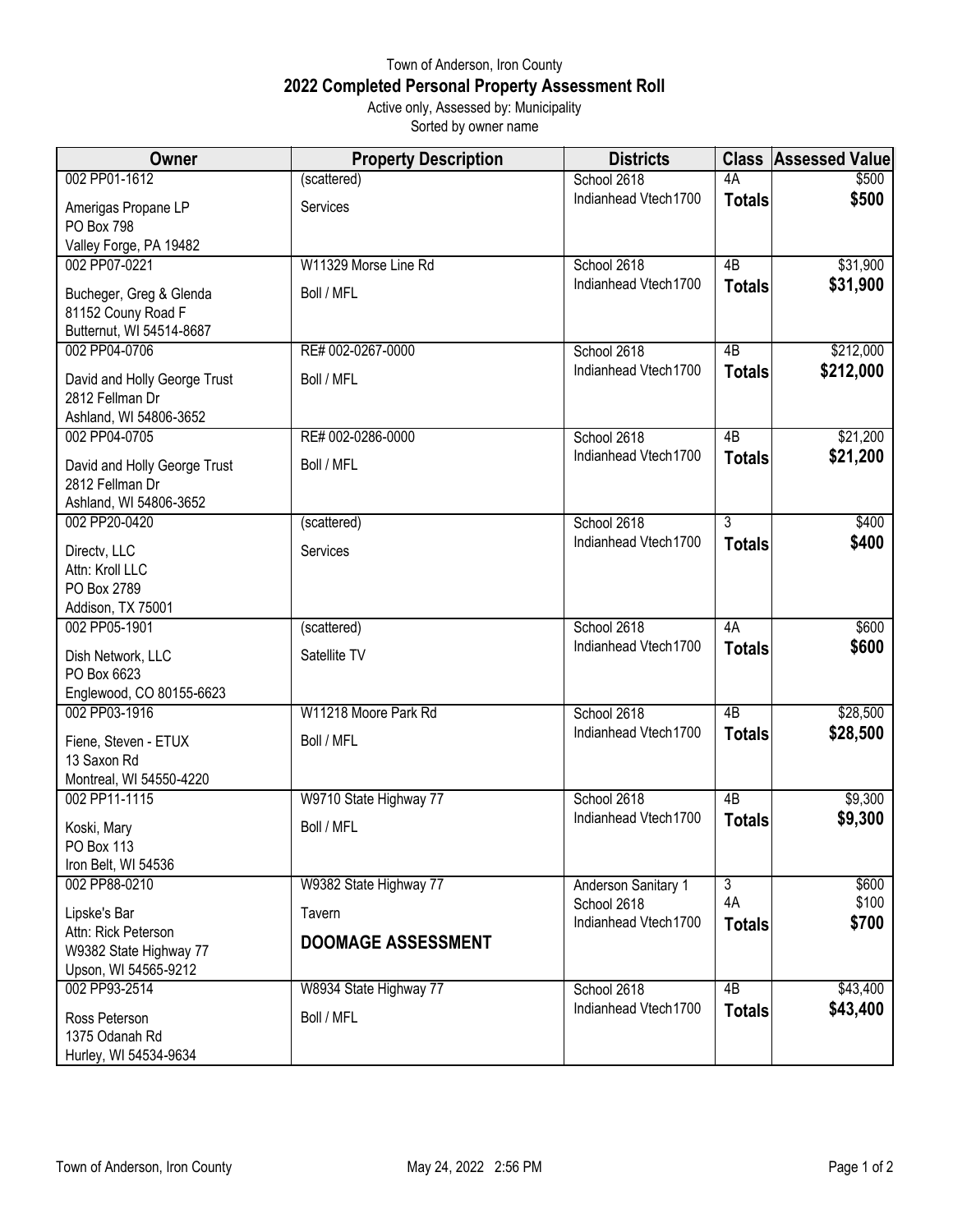Town of Anderson, Iron County

# 2022 Completed Personal Property Assessment Roll

Active only, Assessed by: Municipality

Sorted by owner name

| Owner | Property Description | Districts | Class | Assessed Value |
|---|---|---|---|---|
| 002 PP01-1612<br>Amerigas Propane LP<br>PO Box 798<br>Valley Forge, PA 19482 | (scattered)<br>Services | School 2618<br>Indianhead Vtech1700 | 4A<br>**Totals** | $500<br>**$500** |
| 002 PP07-0221<br>Bucheger, Greg & Glenda<br>81152 Couny Road F<br>Butternut, WI 54514-8687 | W11329 Morse Line Rd<br>Boll / MFL | School 2618<br>Indianhead Vtech1700 | 4B<br>**Totals** | $31,900<br>**$31,900** |
| 002 PP04-0706<br>David and Holly George Trust<br>2812 Fellman Dr<br>Ashland, WI 54806-3652 | RE# 002-0267-0000<br>Boll / MFL | School 2618<br>Indianhead Vtech1700 | 4B<br>**Totals** | $212,000<br>**$212,000** |
| 002 PP04-0705<br>David and Holly George Trust<br>2812 Fellman Dr<br>Ashland, WI 54806-3652 | RE# 002-0286-0000<br>Boll / MFL | School 2618<br>Indianhead Vtech1700 | 4B<br>**Totals** | $21,200<br>**$21,200** |
| 002 PP20-0420<br>Directv, LLC<br>Attn: Kroll LLC<br>PO Box 2789<br>Addison, TX 75001 | (scattered)<br>Services | School 2618<br>Indianhead Vtech1700 | 3<br>**Totals** | $400<br>**$400** |
| 002 PP05-1901<br>Dish Network, LLC<br>PO Box 6623<br>Englewood, CO 80155-6623 | (scattered)<br>Satellite TV | School 2618<br>Indianhead Vtech1700 | 4A<br>**Totals** | $600<br>**$600** |
| 002 PP03-1916<br>Fiene, Steven - ETUX<br>13 Saxon Rd<br>Montreal, WI 54550-4220 | W11218 Moore Park Rd<br>Boll / MFL | School 2618<br>Indianhead Vtech1700 | 4B<br>**Totals** | $28,500<br>**$28,500** |
| 002 PP11-1115<br>Koski, Mary<br>PO Box 113<br>Iron Belt, WI 54536 | W9710 State Highway 77<br>Boll / MFL | School 2618<br>Indianhead Vtech1700 | 4B<br>**Totals** | $9,300<br>**$9,300** |
| 002 PP88-0210<br>Lipske's Bar<br>Attn: Rick Peterson<br>W9382 State Highway 77<br>Upson, WI 54565-9212 | W9382 State Highway 77<br>Tavern<br>**DOOMAGE ASSESSMENT** | Anderson Sanitary 1<br>School 2618<br>Indianhead Vtech1700 | 3<br>4A<br>**Totals** | $600<br>$100<br>**$700** |
| 002 PP93-2514<br>Ross Peterson<br>1375 Odanah Rd<br>Hurley, WI 54534-9634 | W8934 State Highway 77<br>Boll / MFL | School 2618<br>Indianhead Vtech1700 | 4B<br>**Totals** | $43,400<br>**$43,400** |

Town of Anderson, Iron County May 24, 2022 2:56 PM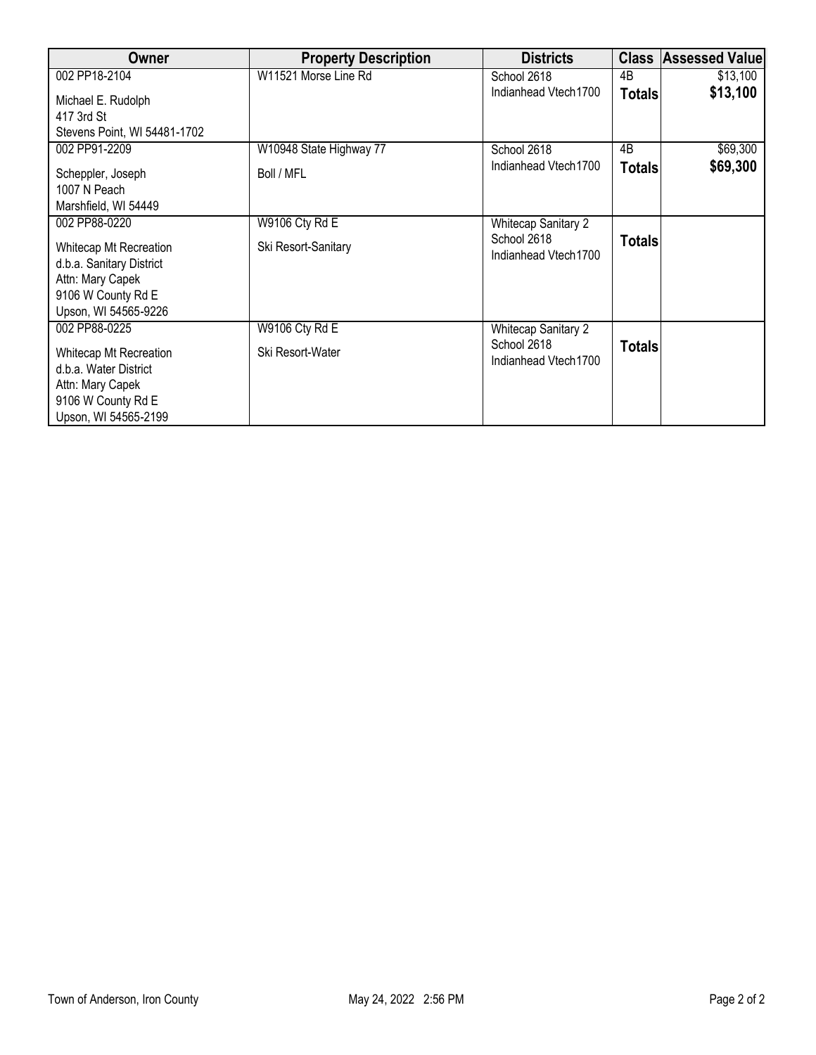| Owner | Property Description | Districts | Class | Assessed Value |
|---|---|---|---|---|
| 002 PP18-2104<br>Michael E. Rudolph<br>417 3rd St<br>Stevens Point, WI 54481-1702 | W11521 Morse Line Rd | School 2618<br>Indianhead Vtech1700 | 4B<br>**Totals** | $13,100<br>**$13,100** |
| 002 PP91-2209<br>Scheppler, Joseph<br>1007 N Peach<br>Marshfield, WI 54449 | W10948 State Highway 77<br>Boll / MFL | School 2618<br>Indianhead Vtech1700 | 4B<br>**Totals** | $69,300<br>**$69,300** |
| 002 PP88-0220<br>Whitecap Mt Recreation<br>d.b.a. Sanitary District<br>Attn: Mary Capek<br>9106 W County Rd E<br>Upson, WI 54565-9226 | W9106 Cty Rd E<br>Ski Resort-Sanitary | Whitecap Sanitary 2<br>School 2618<br>Indianhead Vtech1700 | **Totals** | |
| 002 PP88-0225<br>Whitecap Mt Recreation<br>d.b.a. Water District<br>Attn: Mary Capek<br>9106 W County Rd E<br>Upson, WI 54565-2199 | W9106 Cty Rd E<br>Ski Resort-Water | Whitecap Sanitary 2<br>School 2618<br>Indianhead Vtech1700 | **Totals** | |

Town of Anderson, Iron County May 24, 2022 2:56 PM